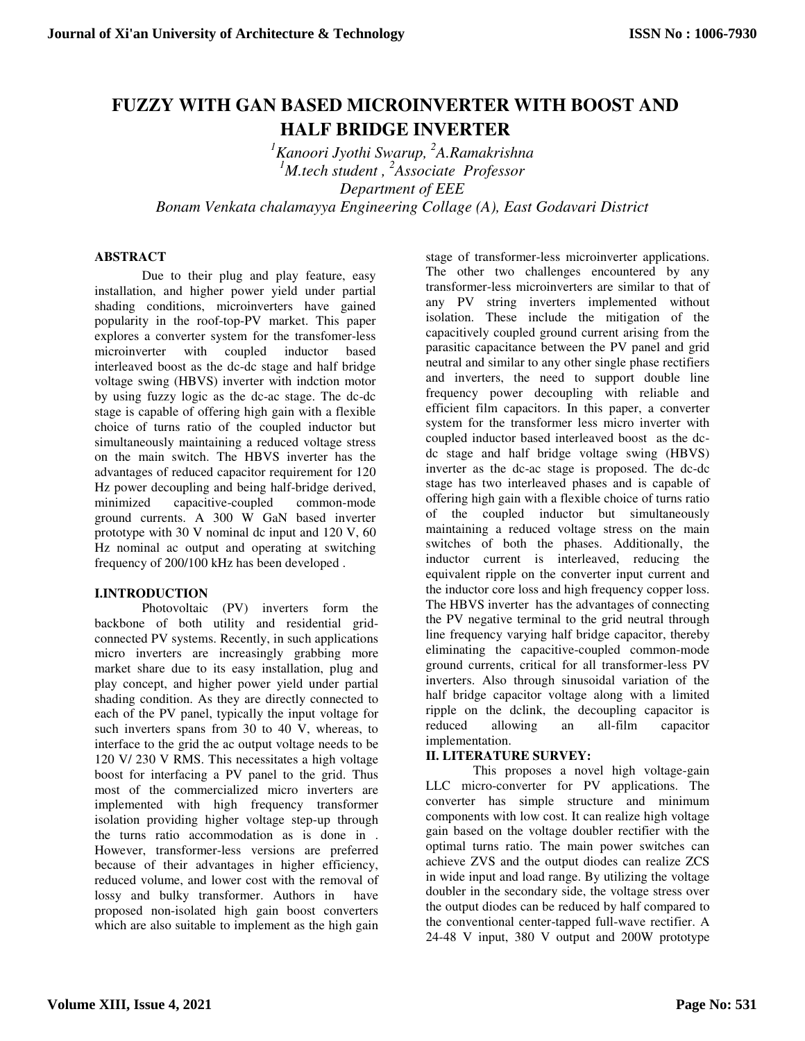# FUZZY WITH GAN BASED MICROINVERTER WITH BOOST AND HALF BRIDGE INVERTER

*[1]Kanoori Jyothi Swarup, [2]A.Ramakrishna*
*[1]M.tech student , [2]Associate Professor*
*Department of EEE*
*Bonam Venkata chalamayya Engineering Collage (A), East Godavari District*

## ABSTRACT

Due to their plug and play feature, easy installation, and higher power yield under partial shading conditions, microinverters have gained popularity in the roof-top-PV market. This paper explores a converter system for the transfomer-less microinverter with coupled inductor based interleaved boost as the dc-dc stage and half bridge voltage swing (HBVS) inverter with indction motor by using fuzzy logic as the dc-ac stage. The dc-dc stage is capable of offering high gain with a flexible choice of turns ratio of the coupled inductor but simultaneously maintaining a reduced voltage stress on the main switch. The HBVS inverter has the advantages of reduced capacitor requirement for 120 Hz power decoupling and being half-bridge derived, minimized capacitive-coupled common-mode ground currents. A 300 W GaN based inverter prototype with 30 V nominal dc input and 120 V, 60 Hz nominal ac output and operating at switching frequency of 200/100 kHz has been developed .

## I.INTRODUCTION

Photovoltaic (PV) inverters form the backbone of both utility and residential grid-connected PV systems. Recently, in such applications micro inverters are increasingly grabbing more market share due to its easy installation, plug and play concept, and higher power yield under partial shading condition. As they are directly connected to each of the PV panel, typically the input voltage for such inverters spans from 30 to 40 V, whereas, to interface to the grid the ac output voltage needs to be 120 V/ 230 V RMS. This necessitates a high voltage boost for interfacing a PV panel to the grid. Thus most of the commercialized micro inverters are implemented with high frequency transformer isolation providing higher voltage step-up through the turns ratio accommodation as is done in . However, transformer-less versions are preferred because of their advantages in higher efficiency, reduced volume, and lower cost with the removal of lossy and bulky transformer. Authors in have proposed non-isolated high gain boost converters which are also suitable to implement as the high gain stage of transformer-less microinverter applications. The other two challenges encountered by any transformer-less microinverters are similar to that of any PV string inverters implemented without isolation. These include the mitigation of the capacitively coupled ground current arising from the parasitic capacitance between the PV panel and grid neutral and similar to any other single phase rectifiers and inverters, the need to support double line frequency power decoupling with reliable and efficient film capacitors. In this paper, a converter system for the transformer less micro inverter with coupled inductor based interleaved boost as the dc-dc stage and half bridge voltage swing (HBVS) inverter as the dc-ac stage is proposed. The dc-dc stage has two interleaved phases and is capable of offering high gain with a flexible choice of turns ratio of the coupled inductor but simultaneously maintaining a reduced voltage stress on the main switches of both the phases. Additionally, the inductor current is interleaved, reducing the equivalent ripple on the converter input current and the inductor core loss and high frequency copper loss. The HBVS inverter has the advantages of connecting the PV negative terminal to the grid neutral through line frequency varying half bridge capacitor, thereby eliminating the capacitive-coupled common-mode ground currents, critical for all transformer-less PV inverters. Also through sinusoidal variation of the half bridge capacitor voltage along with a limited ripple on the dclink, the decoupling capacitor is reduced allowing an all-film capacitor implementation.

## II. LITERATURE SURVEY:

This proposes a novel high voltage-gain LLC micro-converter for PV applications. The converter has simple structure and minimum components with low cost. It can realize high voltage gain based on the voltage doubler rectifier with the optimal turns ratio. The main power switches can achieve ZVS and the output diodes can realize ZCS in wide input and load range. By utilizing the voltage doubler in the secondary side, the voltage stress over the output diodes can be reduced by half compared to the conventional center-tapped full-wave rectifier. A 24-48 V input, 380 V output and 200W prototype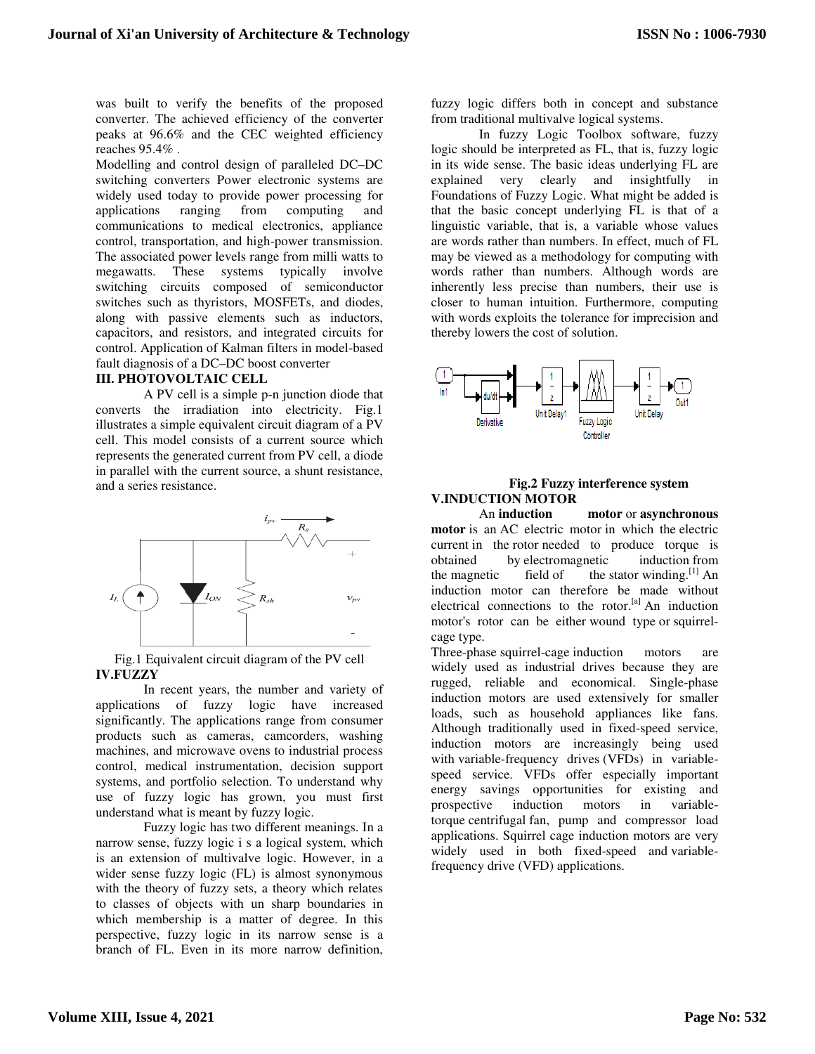was built to verify the benefits of the proposed converter. The achieved efficiency of the converter peaks at 96.6% and the CEC weighted efficiency reaches 95.4% .

Modelling and control design of paralleled DC–DC switching converters Power electronic systems are widely used today to provide power processing for applications ranging from computing and communications to medical electronics, appliance control, transportation, and high-power transmission. The associated power levels range from milli watts to megawatts. These systems typically involve switching circuits composed of semiconductor switches such as thyristors, MOSFETs, and diodes, along with passive elements such as inductors, capacitors, and resistors, and integrated circuits for control. Application of Kalman filters in model-based fault diagnosis of a DC–DC boost converter

## III. PHOTOVOLTAIC CELL

A PV cell is a simple p-n junction diode that converts the irradiation into electricity. Fig.1 illustrates a simple equivalent circuit diagram of a PV cell. This model consists of a current source which represents the generated current from PV cell, a diode in parallel with the current source, a shunt resistance, and a series resistance.

$i_{pv}$

$R_s$

+

$I_L$

$I_{ON}$

$R_{sh}$

$v_{pv}$

-

Fig.1 Equivalent circuit diagram of the PV cell

## IV.FUZZY

In recent years, the number and variety of applications of fuzzy logic have increased significantly. The applications range from consumer products such as cameras, camcorders, washing machines, and microwave ovens to industrial process control, medical instrumentation, decision support systems, and portfolio selection. To understand why use of fuzzy logic has grown, you must first understand what is meant by fuzzy logic.

Fuzzy logic has two different meanings. In a narrow sense, fuzzy logic i s a logical system, which is an extension of multivalve logic. However, in a wider sense fuzzy logic (FL) is almost synonymous with the theory of fuzzy sets, a theory which relates to classes of objects with un sharp boundaries in which membership is a matter of degree. In this perspective, fuzzy logic in its narrow sense is a branch of FL. Even in its more narrow definition, fuzzy logic differs both in concept and substance from traditional multivalve logical systems.

In fuzzy Logic Toolbox software, fuzzy logic should be interpreted as FL, that is, fuzzy logic in its wide sense. The basic ideas underlying FL are explained very clearly and insightfully in Foundations of Fuzzy Logic. What might be added is that the basic concept underlying FL is that of a linguistic variable, that is, a variable whose values are words rather than numbers. In effect, much of FL may be viewed as a methodology for computing with words rather than numbers. Although words are inherently less precise than numbers, their use is closer to human intuition. Furthermore, computing with words exploits the tolerance for imprecision and thereby lowers the cost of solution.

1

In1

du/dt

Derivative

1/z

Unit Delay1

Fuzzy Logic Controller

1/z

Unit Delay

1

Out1

**Fig.2 Fuzzy interference system**

## V.INDUCTION MOTOR

An **induction motor** or **asynchronous motor** is an AC electric motor in which the electric current in the rotor needed to produce torque is obtained by electromagnetic induction from the magnetic field of the stator winding.[1] An induction motor can therefore be made without electrical connections to the rotor.[a] An induction motor's rotor can be either wound type or squirrel-cage type.

Three-phase squirrel-cage induction motors are widely used as industrial drives because they are rugged, reliable and economical. Single-phase induction motors are used extensively for smaller loads, such as household appliances like fans. Although traditionally used in fixed-speed service, induction motors are increasingly being used with variable-frequency drives (VFDs) in variable-speed service. VFDs offer especially important energy savings opportunities for existing and prospective induction motors in variable-torque centrifugal fan, pump and compressor load applications. Squirrel cage induction motors are very widely used in both fixed-speed and variable-frequency drive (VFD) applications.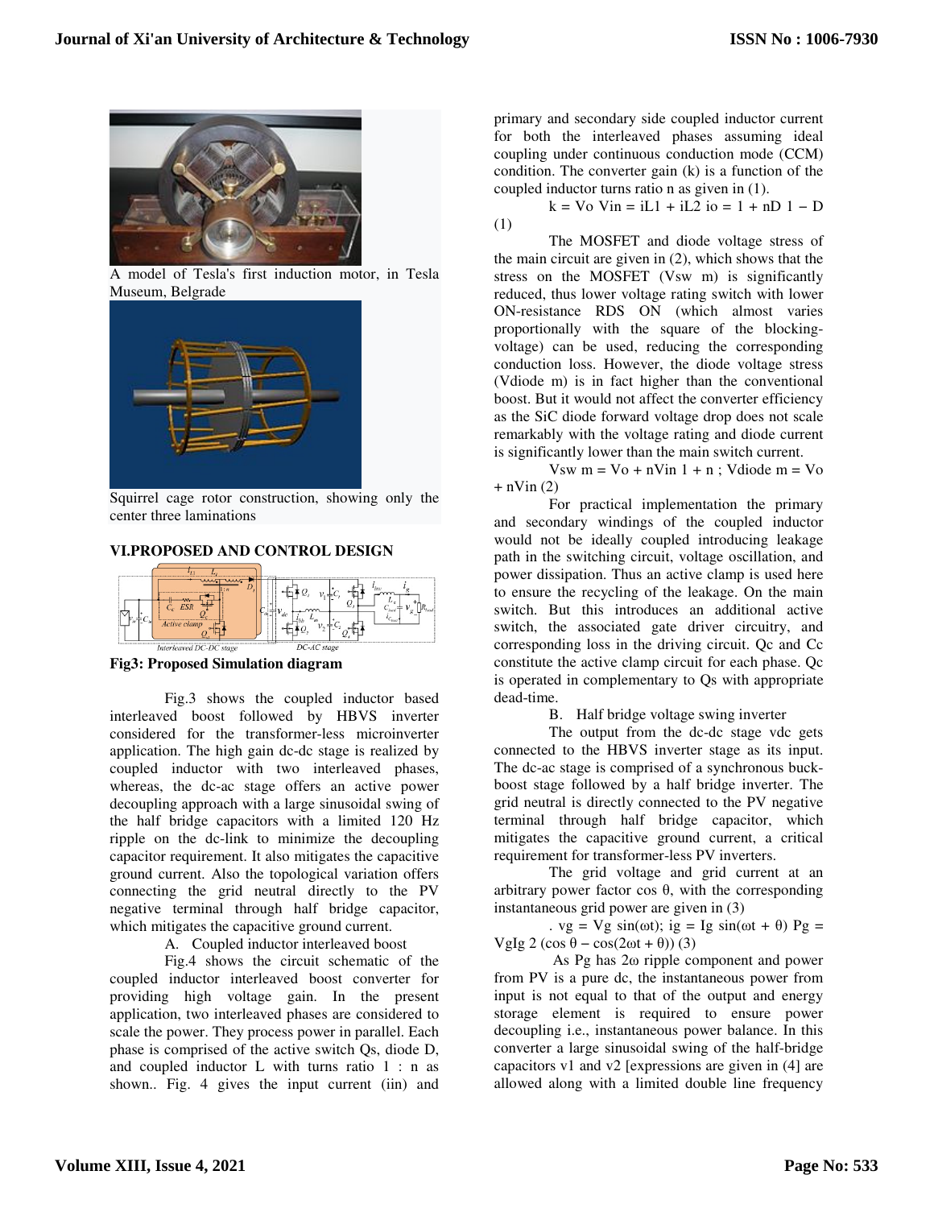A model of Tesla's first induction motor, in Tesla Museum, Belgrade

Squirrel cage rotor construction, showing only the center three laminations

## VI.PROPOSED AND CONTROL DESIGN

**Fig3: Proposed Simulation diagram**

Fig.3 shows the coupled inductor based interleaved boost followed by HBVS inverter considered for the transformer-less microinverter application. The high gain dc-dc stage is realized by coupled inductor with two interleaved phases, whereas, the dc-ac stage offers an active power decoupling approach with a large sinusoidal swing of the half bridge capacitors with a limited 120 Hz ripple on the dc-link to minimize the decoupling capacitor requirement. It also mitigates the capacitive ground current. Also the topological variation offers connecting the grid neutral directly to the PV negative terminal through half bridge capacitor, which mitigates the capacitive ground current.

A. Coupled inductor interleaved boost

Fig.4 shows the circuit schematic of the coupled inductor interleaved boost converter for providing high voltage gain. In the present application, two interleaved phases are considered to scale the power. They process power in parallel. Each phase is comprised of the active switch Qs, diode D, and coupled inductor L with turns ratio 1 : n as shown.. Fig. 4 gives the input current (iin) and primary and secondary side coupled inductor current for both the interleaved phases assuming ideal coupling under continuous conduction mode (CCM) condition. The converter gain (k) is a function of the coupled inductor turns ratio n as given in (1).

$$k = \frac{V_o}{V_{in}} = \frac{i_{L1} + i_{L2}}{i_o} = \frac{1 + nD}{1 - D} \quad (1)$$

The MOSFET and diode voltage stress of the main circuit are given in (2), which shows that the stress on the MOSFET (Vsw m) is significantly reduced, thus lower voltage rating switch with lower ON-resistance RDS ON (which almost varies proportionally with the square of the blocking-voltage) can be used, reducing the corresponding conduction loss. However, the diode voltage stress (Vdiode m) is in fact higher than the conventional boost. But it would not affect the converter efficiency as the SiC diode forward voltage drop does not scale remarkably with the voltage rating and diode current is significantly lower than the main switch current.

$$V_{sw\,m} = \frac{V_o + nV_{in}}{1 + n}; \quad V_{diode\,m} = V_o + nV_{in} \quad (2)$$

For practical implementation the primary and secondary windings of the coupled inductor would not be ideally coupled introducing leakage path in the switching circuit, voltage oscillation, and power dissipation. Thus an active clamp is used here to ensure the recycling of the leakage. On the main switch. But this introduces an additional active switch, the associated gate driver circuitry, and corresponding loss in the driving circuit. Qc and Cc constitute the active clamp circuit for each phase. Qc is operated in complementary to Qs with appropriate dead-time.

B. Half bridge voltage swing inverter

The output from the dc-dc stage vdc gets connected to the HBVS inverter stage as its input. The dc-ac stage is comprised of a synchronous buck-boost stage followed by a half bridge inverter. The grid neutral is directly connected to the PV negative terminal through half bridge capacitor, which mitigates the capacitive ground current, a critical requirement for transformer-less PV inverters.

The grid voltage and grid current at an arbitrary power factor cos θ, with the corresponding instantaneous grid power are given in (3)

$$v_g = V_g \sin(\omega t); \quad i_g = I_g \sin(\omega t + \theta) \quad P_g = \frac{V_g I_g}{2}(\cos\theta - \cos(2\omega t + \theta)) \quad (3)$$

As Pg has 2ω ripple component and power from PV is a pure dc, the instantaneous power from input is not equal to that of the output and energy storage element is required to ensure power decoupling i.e., instantaneous power balance. In this converter a large sinusoidal swing of the half-bridge capacitors v1 and v2 [expressions are given in (4) are allowed along with a limited double line frequency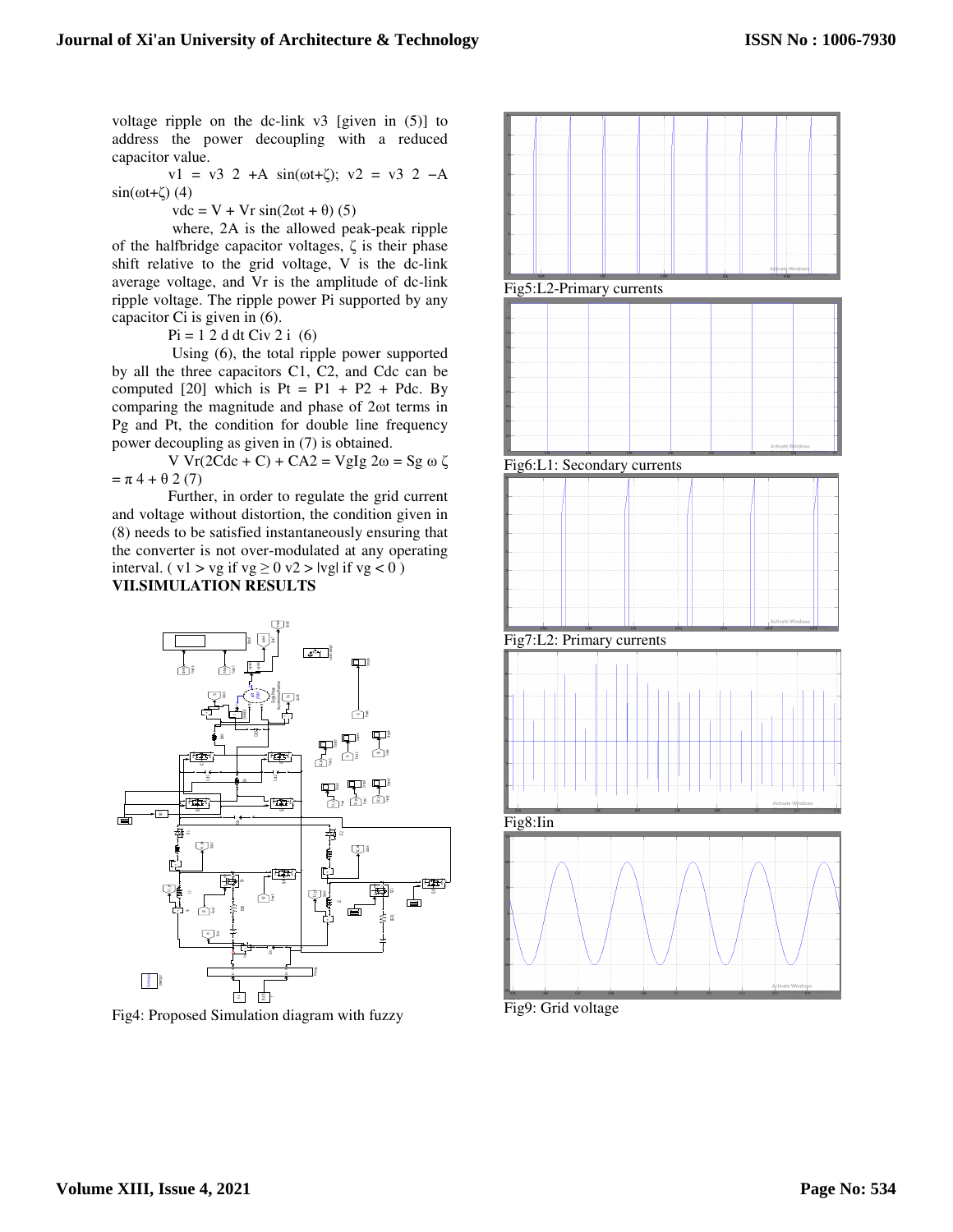voltage ripple on the dc-link v3 [given in (5)] to address the power decoupling with a reduced capacitor value.

$v_1 = v_3\ 2 + A \sin(\omega t+\zeta)$; $v_2 = v_3\ 2 - A \sin(\omega t+\zeta)$ (4)

$v_{dc} = V + V_r \sin(2\omega t + \theta)$ (5)

where, 2A is the allowed peak-peak ripple of the halfbridge capacitor voltages, ζ is their phase shift relative to the grid voltage, V is the dc-link average voltage, and Vr is the amplitude of dc-link ripple voltage. The ripple power Pi supported by any capacitor Ci is given in (6).

$P_i = 1\ 2\ d\ dt\ C_i v\ 2\ i$ (6)

Using (6), the total ripple power supported by all the three capacitors C1, C2, and Cdc can be computed [20] which is $P_t = P_1 + P_2 + P_{dc}$. By comparing the magnitude and phase of 2ωt terms in Pg and Pt, the condition for double line frequency power decoupling as given in (7) is obtained.

$V\ V_r(2C_{dc} + C) + CA2 = V_g I_g\ 2\omega = S_g\ \omega\ \zeta = \pi\ 4 + \theta\ 2$ (7)

Further, in order to regulate the grid current and voltage without distortion, the condition given in (8) needs to be satisfied instantaneously ensuring that the converter is not over-modulated at any operating interval. ( $v_1 > v_g$ if $v_g \geq 0$ $v_2 > |v_g|$ if $v_g < 0$ )

## VII.SIMULATION RESULTS

Fig4: Proposed Simulation diagram with fuzzy

Fig5:L2-Primary currents

Fig6:L1: Secondary currents

Fig7:L2: Primary currents

Fig8:Iin

Fig9: Grid voltage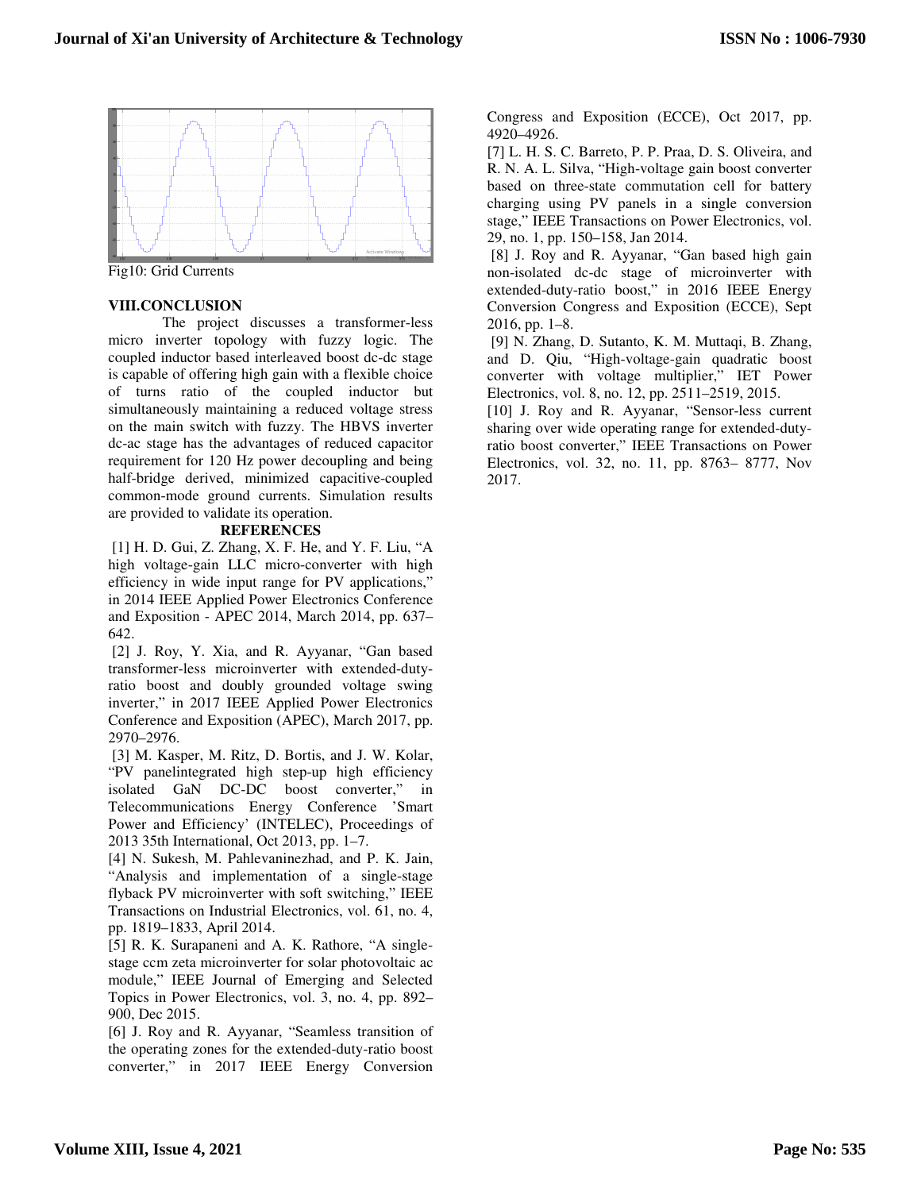Fig10: Grid Currents

## VIII.CONCLUSION

The project discusses a transformer-less micro inverter topology with fuzzy logic. The coupled inductor based interleaved boost dc-dc stage is capable of offering high gain with a flexible choice of turns ratio of the coupled inductor but simultaneously maintaining a reduced voltage stress on the main switch with fuzzy. The HBVS inverter dc-ac stage has the advantages of reduced capacitor requirement for 120 Hz power decoupling and being half-bridge derived, minimized capacitive-coupled common-mode ground currents. Simulation results are provided to validate its operation.

## REFERENCES

[1] H. D. Gui, Z. Zhang, X. F. He, and Y. F. Liu, "A high voltage-gain LLC micro-converter with high efficiency in wide input range for PV applications," in 2014 IEEE Applied Power Electronics Conference and Exposition - APEC 2014, March 2014, pp. 637–642.

[2] J. Roy, Y. Xia, and R. Ayyanar, "Gan based transformer-less microinverter with extended-duty-ratio boost and doubly grounded voltage swing inverter," in 2017 IEEE Applied Power Electronics Conference and Exposition (APEC), March 2017, pp. 2970–2976.

[3] M. Kasper, M. Ritz, D. Bortis, and J. W. Kolar, "PV panelintegrated high step-up high efficiency isolated GaN DC-DC boost converter," in Telecommunications Energy Conference 'Smart Power and Efficiency' (INTELEC), Proceedings of 2013 35th International, Oct 2013, pp. 1–7.

[4] N. Sukesh, M. Pahlevaninezhad, and P. K. Jain, "Analysis and implementation of a single-stage flyback PV microinverter with soft switching," IEEE Transactions on Industrial Electronics, vol. 61, no. 4, pp. 1819–1833, April 2014.

[5] R. K. Surapaneni and A. K. Rathore, "A single-stage ccm zeta microinverter for solar photovoltaic ac module," IEEE Journal of Emerging and Selected Topics in Power Electronics, vol. 3, no. 4, pp. 892–900, Dec 2015.

[6] J. Roy and R. Ayyanar, "Seamless transition of the operating zones for the extended-duty-ratio boost converter," in 2017 IEEE Energy Conversion Congress and Exposition (ECCE), Oct 2017, pp. 4920–4926.

[7] L. H. S. C. Barreto, P. P. Praa, D. S. Oliveira, and R. N. A. L. Silva, "High-voltage gain boost converter based on three-state commutation cell for battery charging using PV panels in a single conversion stage," IEEE Transactions on Power Electronics, vol. 29, no. 1, pp. 150–158, Jan 2014.

[8] J. Roy and R. Ayyanar, "Gan based high gain non-isolated dc-dc stage of microinverter with extended-duty-ratio boost," in 2016 IEEE Energy Conversion Congress and Exposition (ECCE), Sept 2016, pp. 1–8.

[9] N. Zhang, D. Sutanto, K. M. Muttaqi, B. Zhang, and D. Qiu, "High-voltage-gain quadratic boost converter with voltage multiplier," IET Power Electronics, vol. 8, no. 12, pp. 2511–2519, 2015.

[10] J. Roy and R. Ayyanar, "Sensor-less current sharing over wide operating range for extended-duty-ratio boost converter," IEEE Transactions on Power Electronics, vol. 32, no. 11, pp. 8763– 8777, Nov 2017.